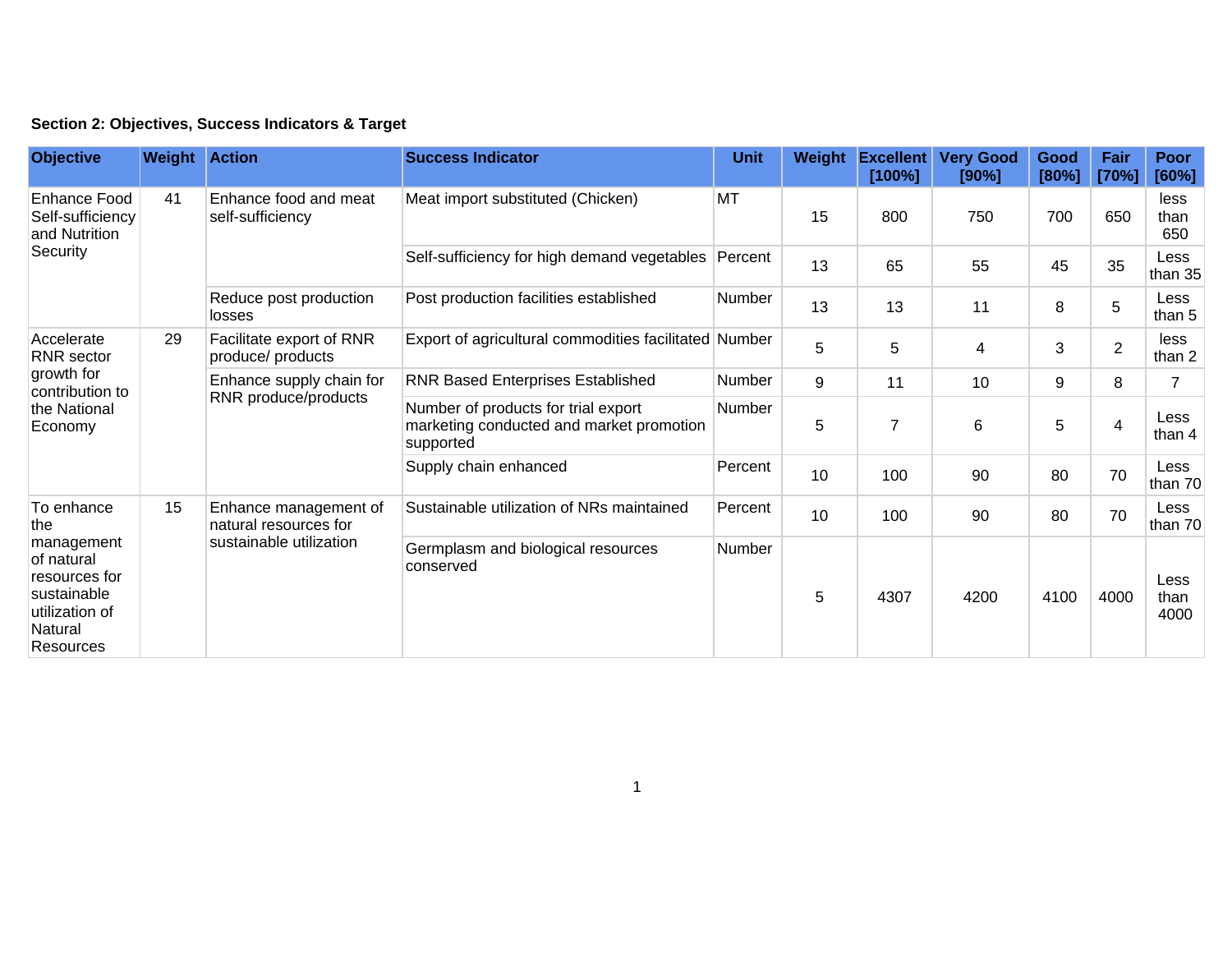**Section 2: Objectives, Success Indicators & Target**

| Objective | Weight | Action | Success Indicator | Unit | Weight | Excellent [100%] | Very Good [90%] | Good [80%] | Fair [70%] | Poor [60%] |
|---|---|---|---|---|---|---|---|---|---|---|
| Enhance Food Self-sufficiency and Nutrition Security | 41 | Enhance food and meat self-sufficiency | Meat import substituted (Chicken) | MT | 15 | 800 | 750 | 700 | 650 | less than 650 |
| | | | Self-sufficiency for high demand vegetables | Percent | 13 | 65 | 55 | 45 | 35 | Less than 35 |
| | | Reduce post production losses | Post production facilities established | Number | 13 | 13 | 11 | 8 | 5 | Less than 5 |
| Accelerate RNR sector growth for contribution to the National Economy | 29 | Facilitate export of RNR produce/ products | Export of agricultural commodities facilitated | Number | 5 | 5 | 4 | 3 | 2 | less than 2 |
| | | Enhance supply chain for RNR produce/products | RNR Based Enterprises Established | Number | 9 | 11 | 10 | 9 | 8 | 7 |
| | | | Number of products for trial export marketing conducted and market promotion supported | Number | 5 | 7 | 6 | 5 | 4 | Less than 4 |
| | | | Supply chain enhanced | Percent | 10 | 100 | 90 | 80 | 70 | Less than 70 |
| To enhance the management of natural resources for sustainable utilization of Natural Resources | 15 | Enhance management of natural resources for sustainable utilization | Sustainable utilization of NRs maintained | Percent | 10 | 100 | 90 | 80 | 70 | Less than 70 |
| | | | Germplasm and biological resources conserved | Number | 5 | 4307 | 4200 | 4100 | 4000 | Less than 4000 |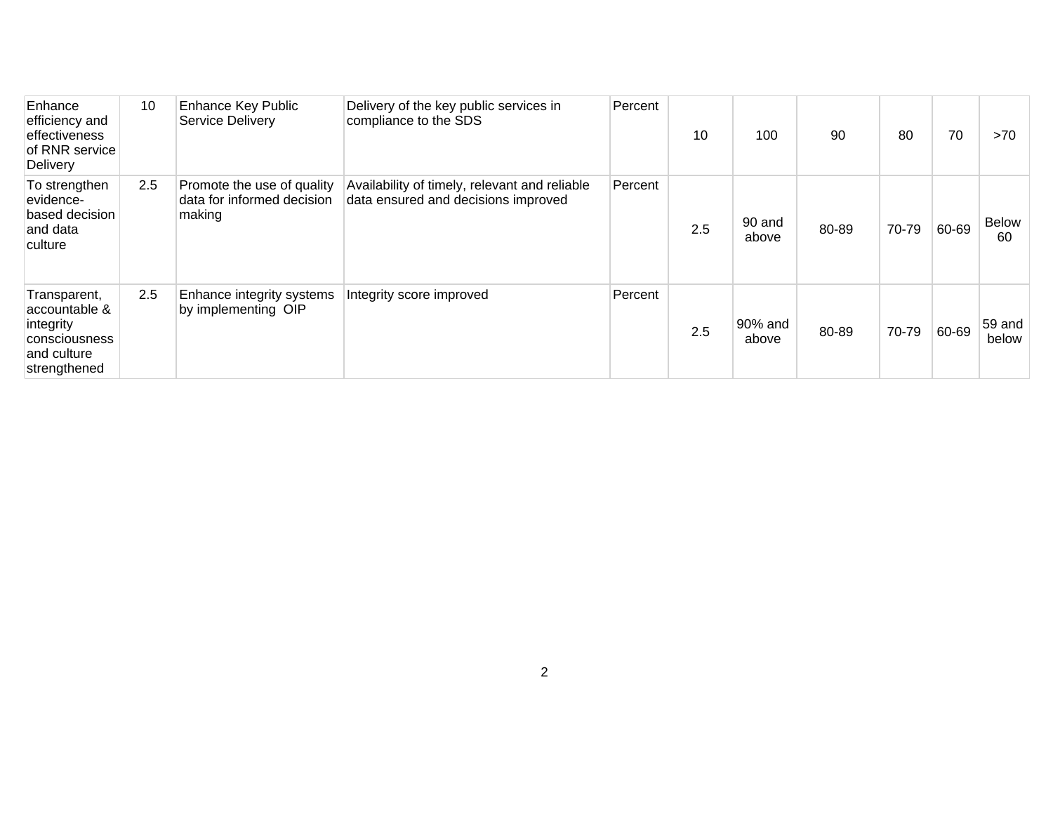| | | | | | | | | | | |
|---|---|---|---|---|---|---|---|---|---|---|
| Enhance efficiency and effectiveness of RNR service Delivery | 10 | Enhance Key Public Service Delivery | Delivery of the key public services in compliance to the SDS | Percent | 10 | 100 | 90 | 80 | 70 | >70 |
| To strengthen evidence-based decision and data culture | 2.5 | Promote the use of quality data for informed decision making | Availability of timely, relevant and reliable data ensured and decisions improved | Percent | 2.5 | 90 and above | 80-89 | 70-79 | 60-69 | Below 60 |
| Transparent, accountable & integrity consciousness and culture strengthened | 2.5 | Enhance integrity systems by implementing OIP | Integrity score improved | Percent | 2.5 | 90% and above | 80-89 | 70-79 | 60-69 | 59 and below |